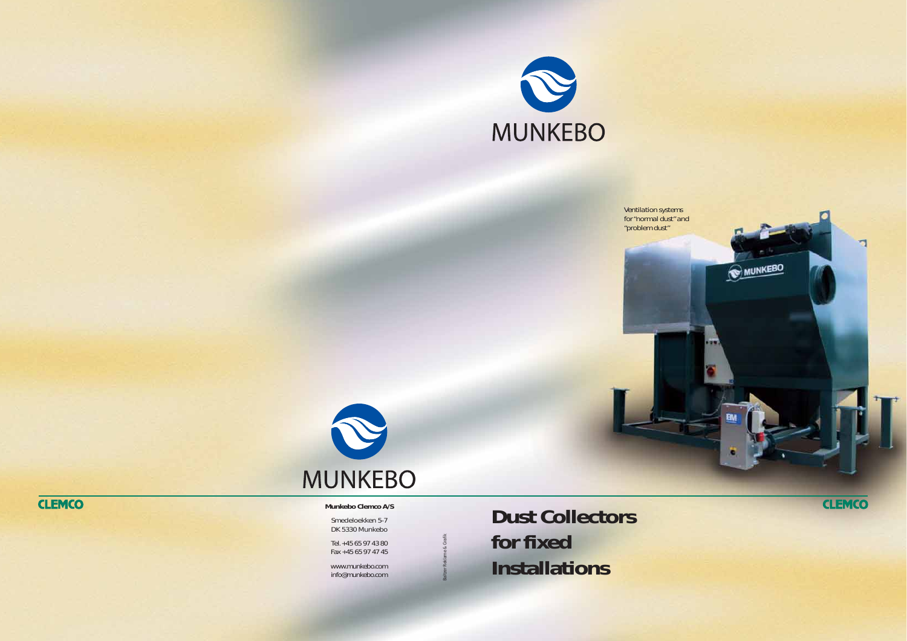MUNKEBO

Ventilation systems for "normal dust" and "problem dust"

MUNKEBO

CLEMCO

**Munkebo Clemco A/S**

Smedeloekken 5-7
DK 5330 Munkebo

Tel. +45 65 97 43 80
Fax +45 65 97 47 45

www.munkebo.com
info@munkebo.com

Baltzer Reklame & Grafik

# Dust Collectors for fixed Installations

CLEMCO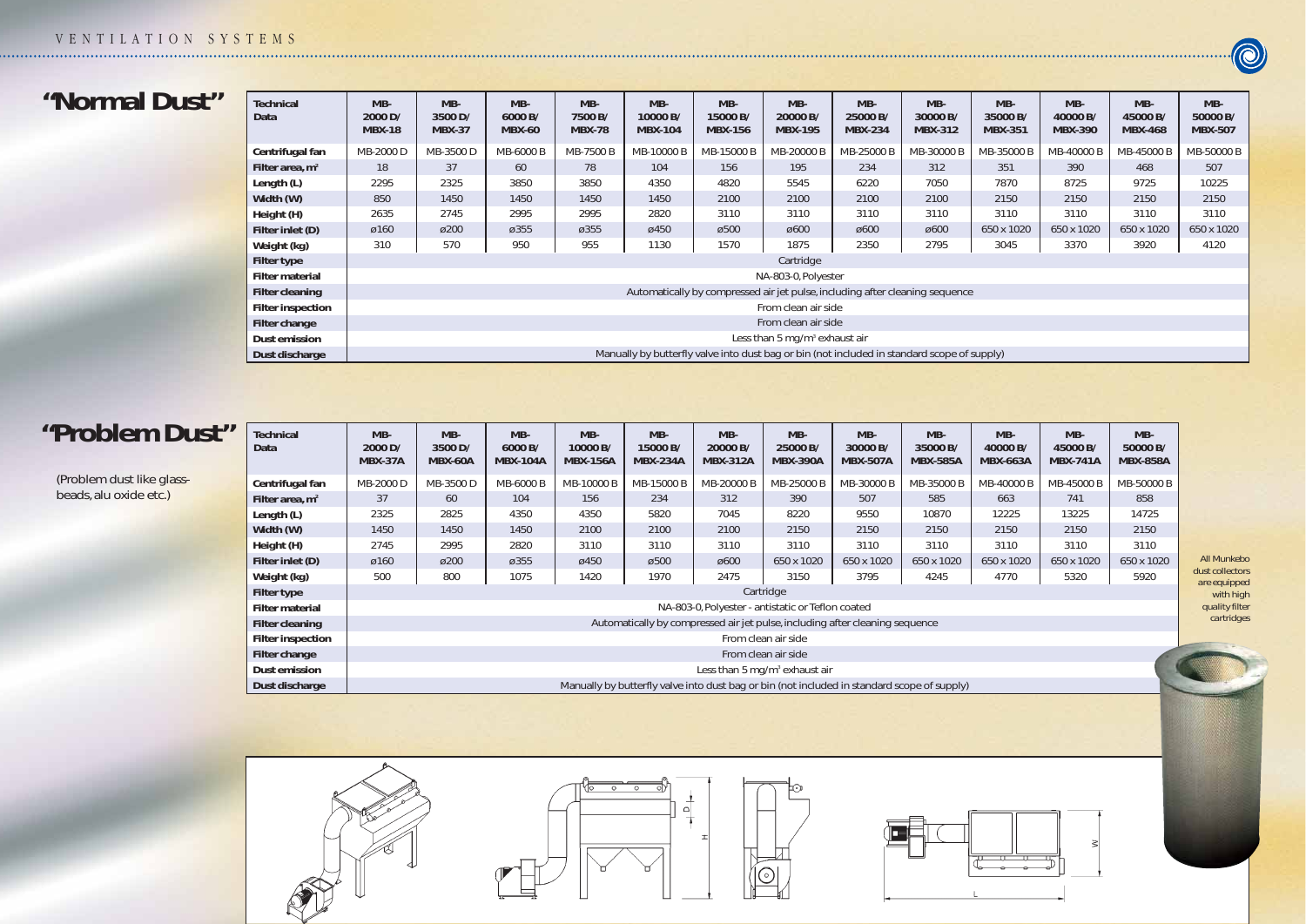## "Normal Dust"

| Technical Data | MB-2000 D/ MBX-18 | MB-3500 D/ MBX-37 | MB-6000 B/ MBX-60 | MB-7500 B/ MBX-78 | MB-10000 B/ MBX-104 | MB-15000 B/ MBX-156 | MB-20000 B/ MBX-195 | MB-25000 B/ MBX-234 | MB-30000 B/ MBX-312 | MB-35000 B/ MBX-351 | MB-40000 B/ MBX-390 | MB-45000 B/ MBX-468 | MB-50000 B/ MBX-507 |
|---|---|---|---|---|---|---|---|---|---|---|---|---|---|
| **Centrifugal fan** | MB-2000 D | MB-3500 D | MB-6000 B | MB-7500 B | MB-10000 B | MB-15000 B | MB-20000 B | MB-25000 B | MB-30000 B | MB-35000 B | MB-40000 B | MB-45000 B | MB-50000 B |
| **Filter area, $m^2$** | 18 | 37 | 60 | 78 | 104 | 156 | 195 | 234 | 312 | 351 | 390 | 468 | 507 |
| **Length (L)** | 2295 | 2325 | 3850 | 3850 | 4350 | 4820 | 5545 | 6220 | 7050 | 7870 | 8725 | 9725 | 10225 |
| **Width (W)** | 850 | 1450 | 1450 | 1450 | 1450 | 2100 | 2100 | 2100 | 2100 | 2150 | 2150 | 2150 | 2150 |
| **Height (H)** | 2635 | 2745 | 2995 | 2995 | 2820 | 3110 | 3110 | 3110 | 3110 | 3110 | 3110 | 3110 | 3110 |
| **Filter inlet (D)** | ø160 | ø200 | ø355 | ø355 | ø450 | ø500 | ø600 | ø600 | ø600 | 650 x 1020 | 650 x 1020 | 650 x 1020 | 650 x 1020 |
| **Weight (kg)** | 310 | 570 | 950 | 955 | 1130 | 1570 | 1875 | 2350 | 2795 | 3045 | 3370 | 3920 | 4120 |
| **Filter type** | Cartridge | | | | | | | | | | | | |
| **Filter material** | NA-803-0, Polyester | | | | | | | | | | | | |
| **Filter cleaning** | Automatically by compressed air jet pulse, including after cleaning sequence | | | | | | | | | | | | |
| **Filter inspection** | From clean air side | | | | | | | | | | | | |
| **Filter change** | From clean air side | | | | | | | | | | | | |
| **Dust emission** | Less than 5 mg/$m^3$ exhaust air | | | | | | | | | | | | |
| **Dust discharge** | Manually by butterfly valve into dust bag or bin (not included in standard scope of supply) | | | | | | | | | | | | |

## "Problem Dust"

(Problem dust like glass-beads, alu oxide etc.)

| Technical Data | MB-2000 D/ MBX-37A | MB-3500 D/ MBX-60A | MB-6000 B/ MBX-104A | MB-10000 B/ MBX-156A | MB-15000 B/ MBX-234A | MB-20000 B/ MBX-312A | MB-25000 B/ MBX-390A | MB-30000 B/ MBX-507A | MB-35000 B/ MBX-585A | MB-40000 B/ MBX-663A | MB-45000 B/ MBX-741A | MB-50000 B/ MBX-858A |
|---|---|---|---|---|---|---|---|---|---|---|---|---|
| **Centrifugal fan** | MB-2000 D | MB-3500 D | MB-6000 B | MB-10000 B | MB-15000 B | MB-20000 B | MB-25000 B | MB-30000 B | MB-35000 B | MB-40000 B | MB-45000 B | MB-50000 B |
| **Filter area, $m^2$** | 37 | 60 | 104 | 156 | 234 | 312 | 390 | 507 | 585 | 663 | 741 | 858 |
| **Length (L)** | 2325 | 2825 | 4350 | 4350 | 5820 | 7045 | 8220 | 9550 | 10870 | 12225 | 13225 | 14725 |
| **Width (W)** | 1450 | 1450 | 1450 | 2100 | 2100 | 2100 | 2150 | 2150 | 2150 | 2150 | 2150 | 2150 |
| **Height (H)** | 2745 | 2995 | 2820 | 3110 | 3110 | 3110 | 3110 | 3110 | 3110 | 3110 | 3110 | 3110 |
| **Filter inlet (D)** | ø160 | ø200 | ø355 | ø450 | ø500 | ø600 | 650 x 1020 | 650 x 1020 | 650 x 1020 | 650 x 1020 | 650 x 1020 | 650 x 1020 |
| **Weight (kg)** | 500 | 800 | 1075 | 1420 | 1970 | 2475 | 3150 | 3795 | 4245 | 4770 | 5320 | 5920 |
| **Filter type** | Cartridge | | | | | | | | | | | |
| **Filter material** | NA-803-0, Polyester - antistatic or Teflon coated | | | | | | | | | | | |
| **Filter cleaning** | Automatically by compressed air jet pulse, including after cleaning sequence | | | | | | | | | | | |
| **Filter inspection** | From clean air side | | | | | | | | | | | |
| **Filter change** | From clean air side | | | | | | | | | | | |
| **Dust emission** | Less than 5 mg/$m^3$ exhaust air | | | | | | | | | | | |
| **Dust discharge** | Manually by butterfly valve into dust bag or bin (not included in standard scope of supply) | | | | | | | | | | | |

All Munkebo dust collectors are equipped with high quality filter cartridges

D

H

W

L